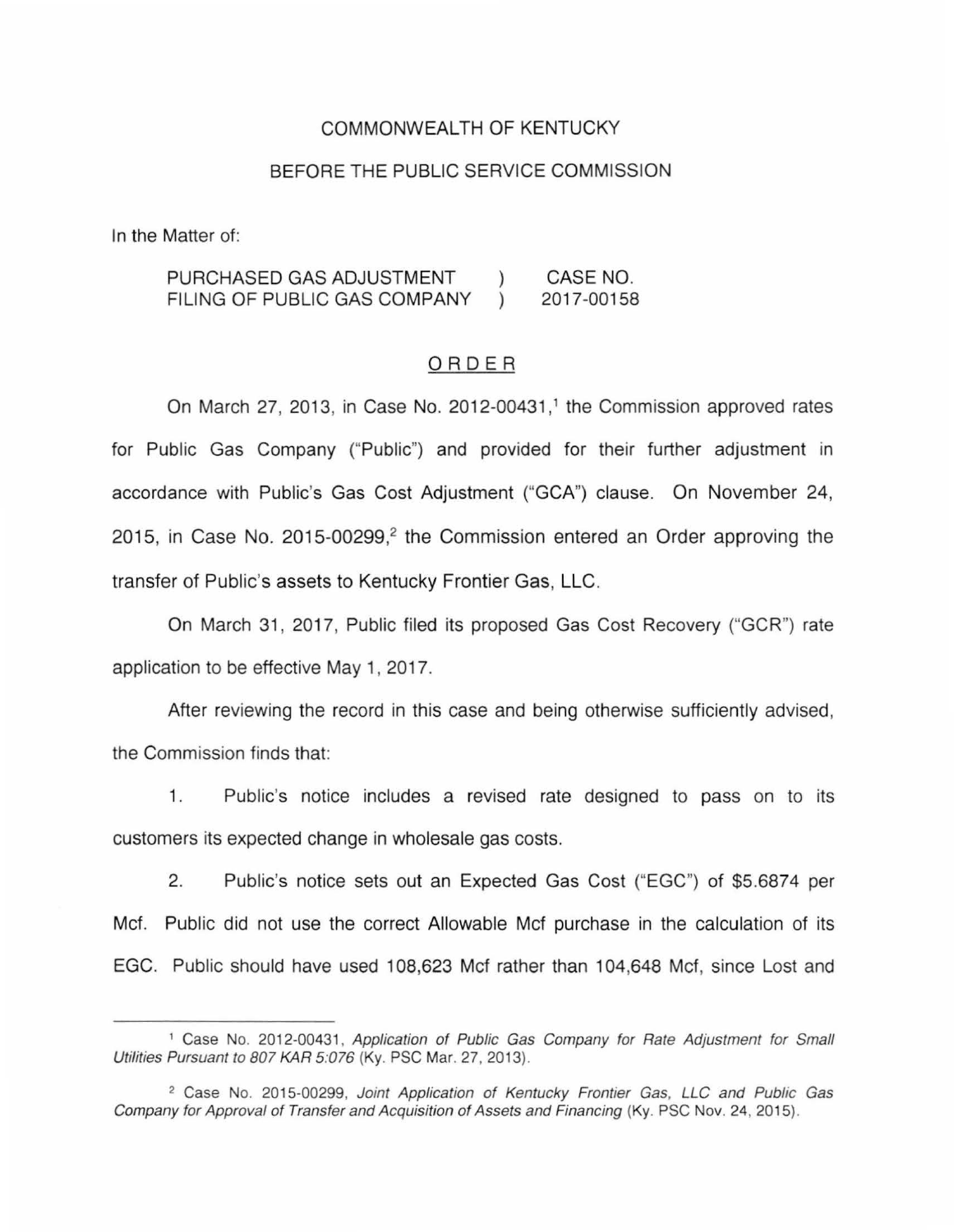COMMONWEALTH OF KENTUCKY

BEFORE THE PUBLIC SERVICE COMMISSION

In the Matter of:

| | | |
|---|---|---|
| PURCHASED GAS ADJUSTMENT FILING OF PUBLIC GAS COMPANY | ) ) | CASE NO. 2017-00158 |

ORDER

On March 27, 2013, in Case No. 2012-00431,[1] the Commission approved rates for Public Gas Company ("Public") and provided for their further adjustment in accordance with Public's Gas Cost Adjustment ("GCA") clause. On November 24, 2015, in Case No. 2015-00299,[2] the Commission entered an Order approving the transfer of Public's assets to Kentucky Frontier Gas, LLC.

On March 31, 2017, Public filed its proposed Gas Cost Recovery ("GCR") rate application to be effective May 1, 2017.

After reviewing the record in this case and being otherwise sufficiently advised, the Commission finds that:

1. Public's notice includes a revised rate designed to pass on to its customers its expected change in wholesale gas costs.

2. Public's notice sets out an Expected Gas Cost ("EGC") of $5.6874 per Mcf. Public did not use the correct Allowable Mcf purchase in the calculation of its EGC. Public should have used 108,623 Mcf rather than 104,648 Mcf, since Lost and

---

[1] Case No. 2012-00431, *Application of Public Gas Company for Rate Adjustment for Small Utilities Pursuant to 807 KAR 5:076* (Ky. PSC Mar. 27, 2013).

[2] Case No. 2015-00299, *Joint Application of Kentucky Frontier Gas, LLC and Public Gas Company for Approval of Transfer and Acquisition of Assets and Financing* (Ky. PSC Nov. 24, 2015).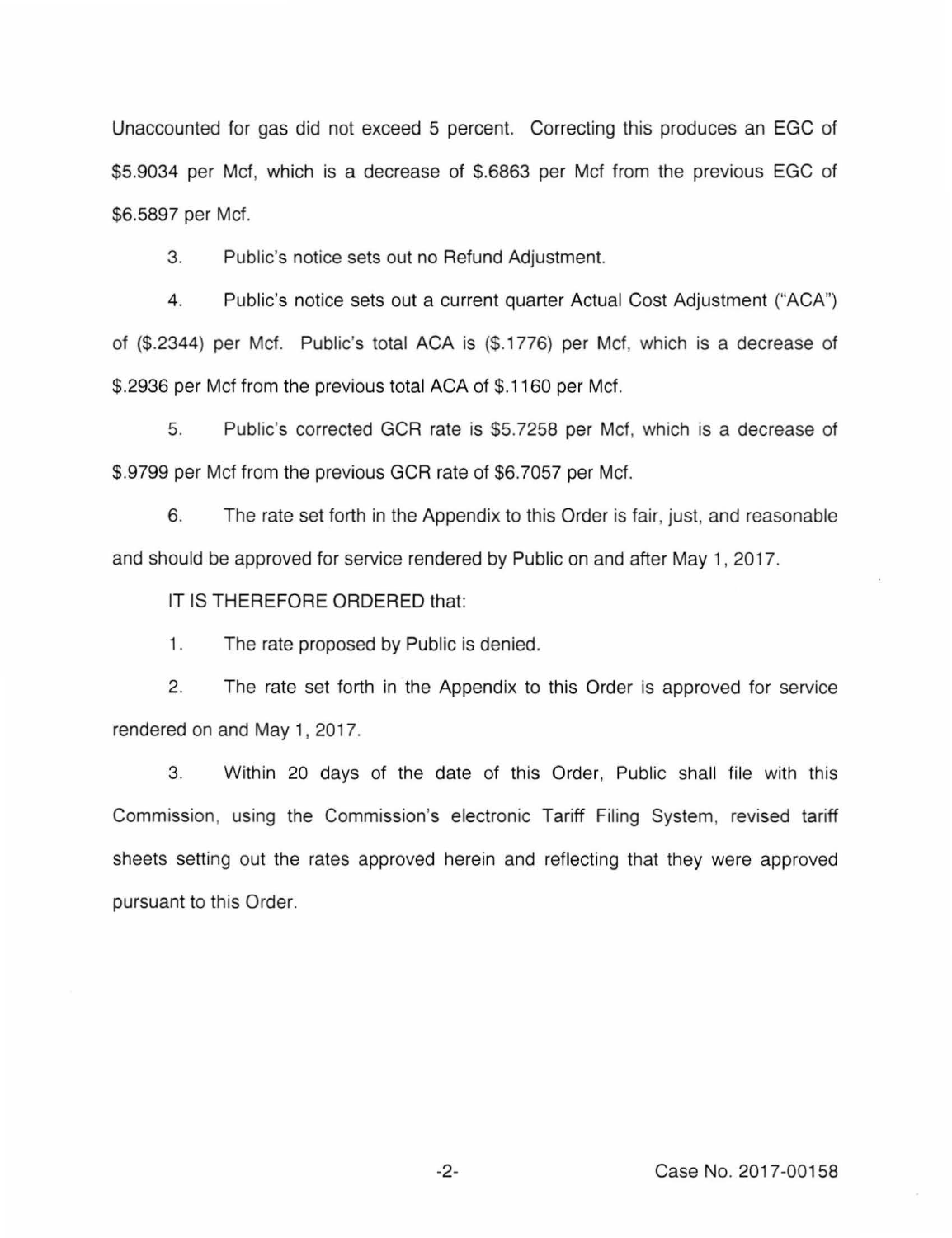Unaccounted for gas did not exceed 5 percent. Correcting this produces an EGC of $5.9034 per Mcf, which is a decrease of $.6863 per Mcf from the previous EGC of $6.5897 per Mcf.

3. Public's notice sets out no Refund Adjustment.

4. Public's notice sets out a current quarter Actual Cost Adjustment ("ACA") of ($.2344) per Mcf. Public's total ACA is ($.1776) per Mcf, which is a decrease of $.2936 per Mcf from the previous total ACA of $.1160 per Mcf.

5. Public's corrected GCR rate is $5.7258 per Mcf, which is a decrease of $.9799 per Mcf from the previous GCR rate of $6.7057 per Mcf.

6. The rate set forth in the Appendix to this Order is fair, just, and reasonable and should be approved for service rendered by Public on and after May 1, 2017.

IT IS THEREFORE ORDERED that:

1. The rate proposed by Public is denied.

2. The rate set forth in the Appendix to this Order is approved for service rendered on and May 1, 2017.

3. Within 20 days of the date of this Order, Public shall file with this Commission, using the Commission's electronic Tariff Filing System, revised tariff sheets setting out the rates approved herein and reflecting that they were approved pursuant to this Order.

Case No. 2017-00158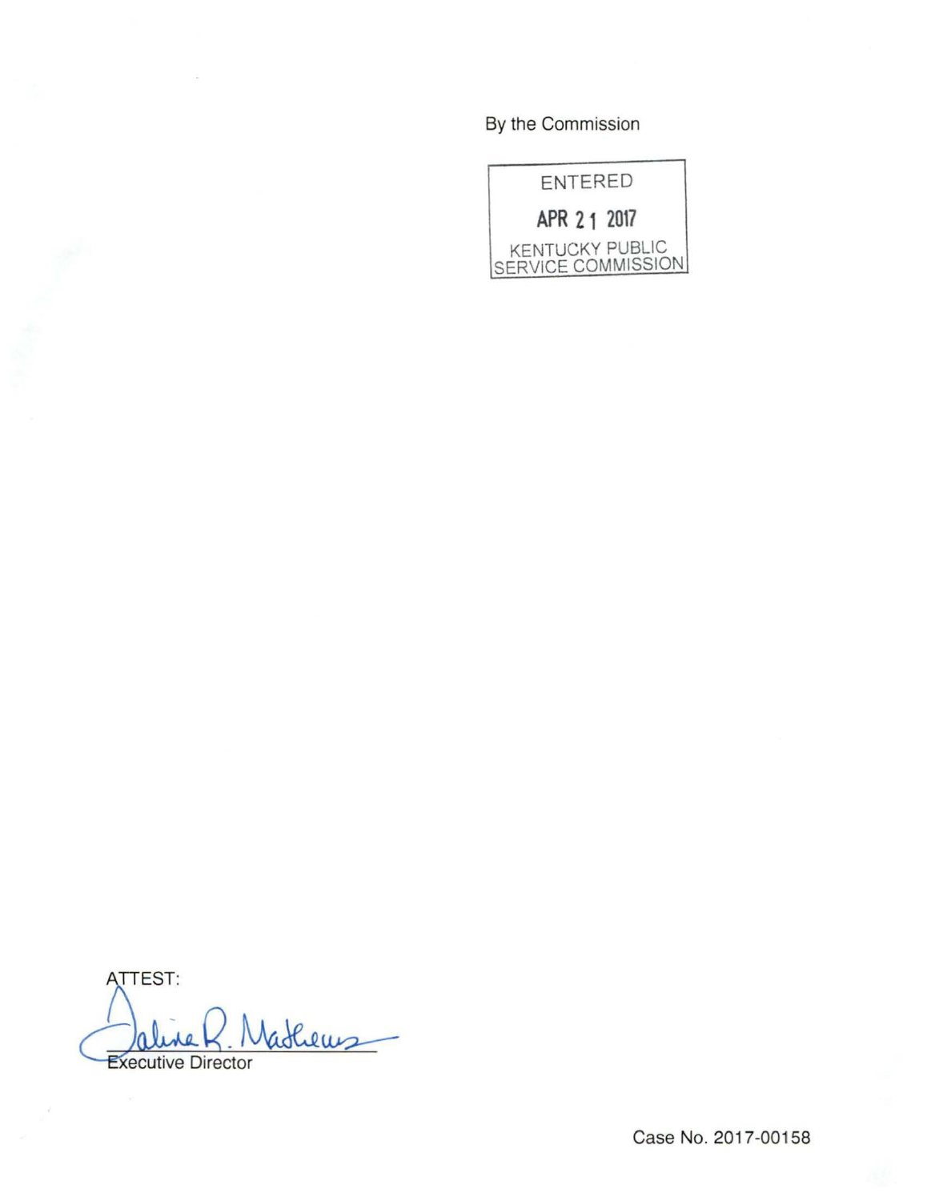By the Commission

ENTERED

APR 21 2017

KENTUCKY PUBLIC SERVICE COMMISSION

ATTEST:

Executive Director

Case No. 2017-00158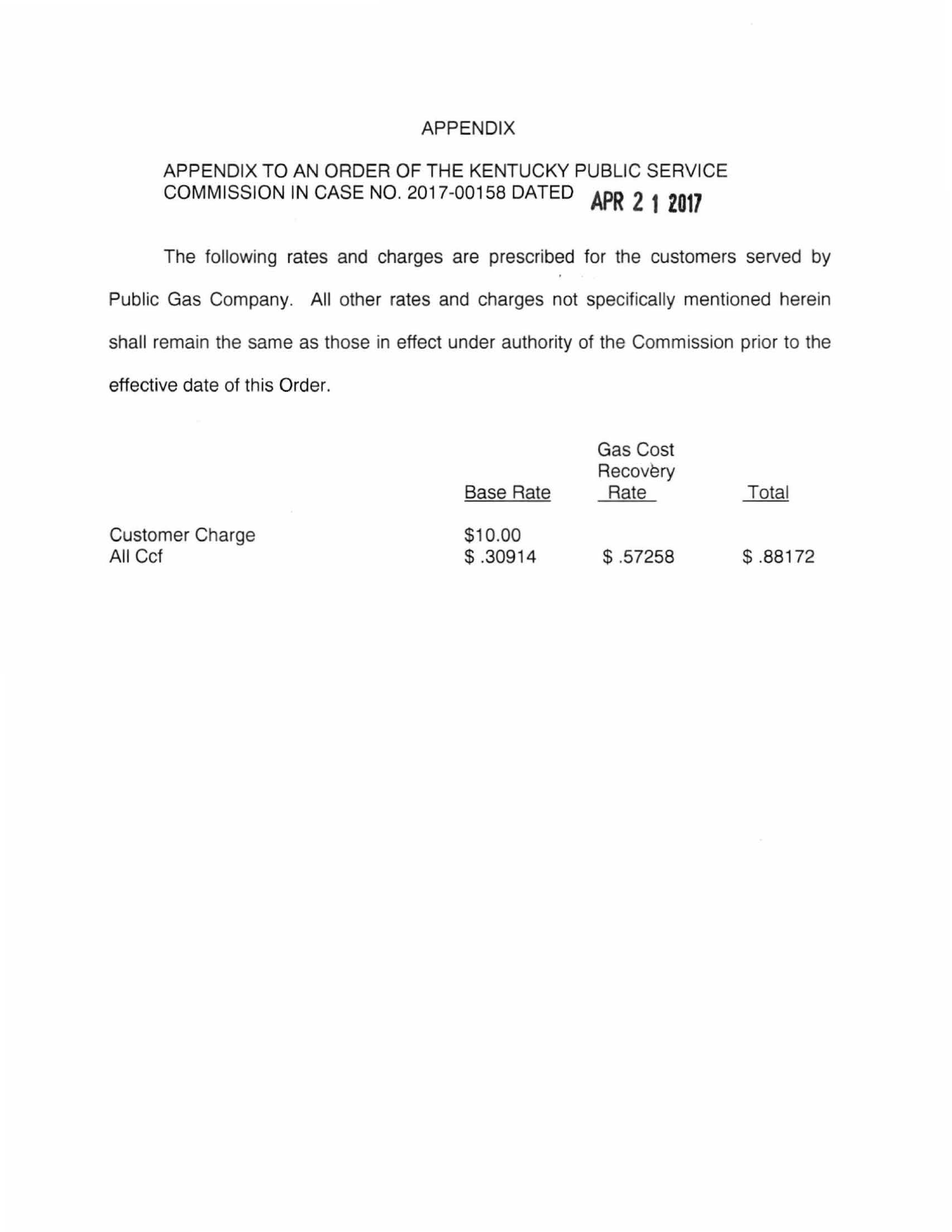# APPENDIX

## APPENDIX TO AN ORDER OF THE KENTUCKY PUBLIC SERVICE COMMISSION IN CASE NO. 2017-00158 DATED APR 21 2017

The following rates and charges are prescribed for the customers served by Public Gas Company. All other rates and charges not specifically mentioned herein shall remain the same as those in effect under authority of the Commission prior to the effective date of this Order.

| | Base Rate | Gas Cost Recovery Rate | Total |
|---|---|---|---|
| Customer Charge | $10.00 | | |
| All Ccf | $ .30914 | $ .57258 | $ .88172 |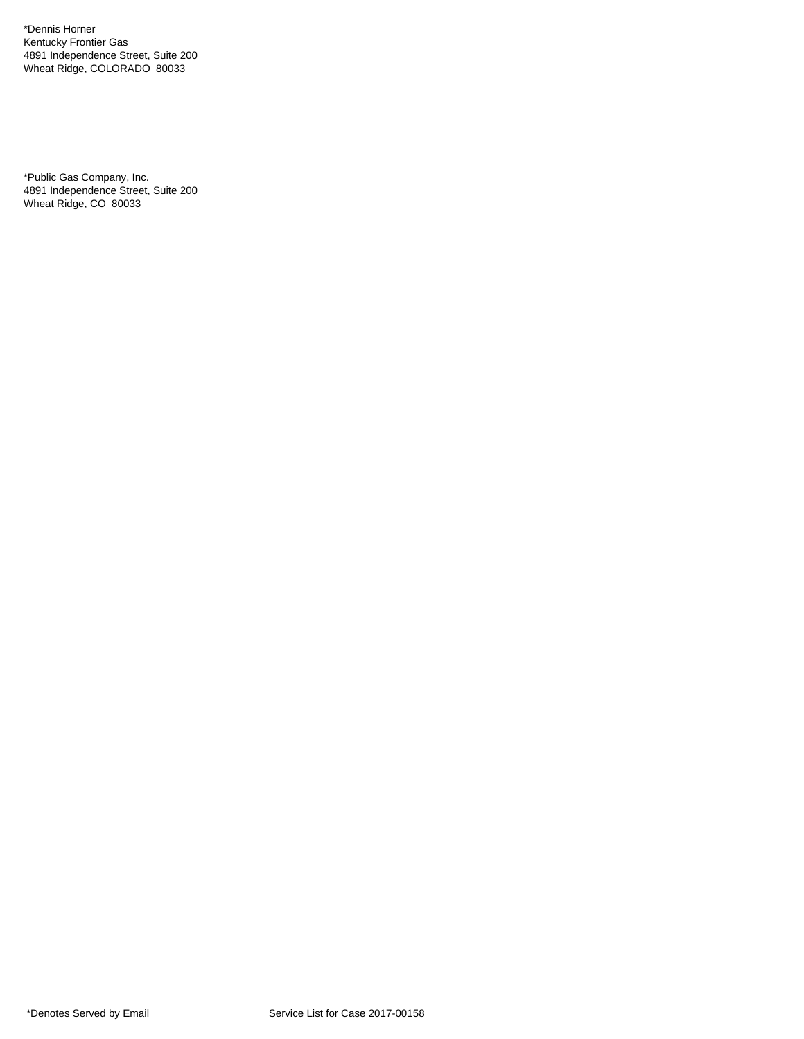*Dennis Horner
Kentucky Frontier Gas
4891 Independence Street, Suite 200
Wheat Ridge, COLORADO 80033

*Public Gas Company, Inc.
4891 Independence Street, Suite 200
Wheat Ridge, CO 80033